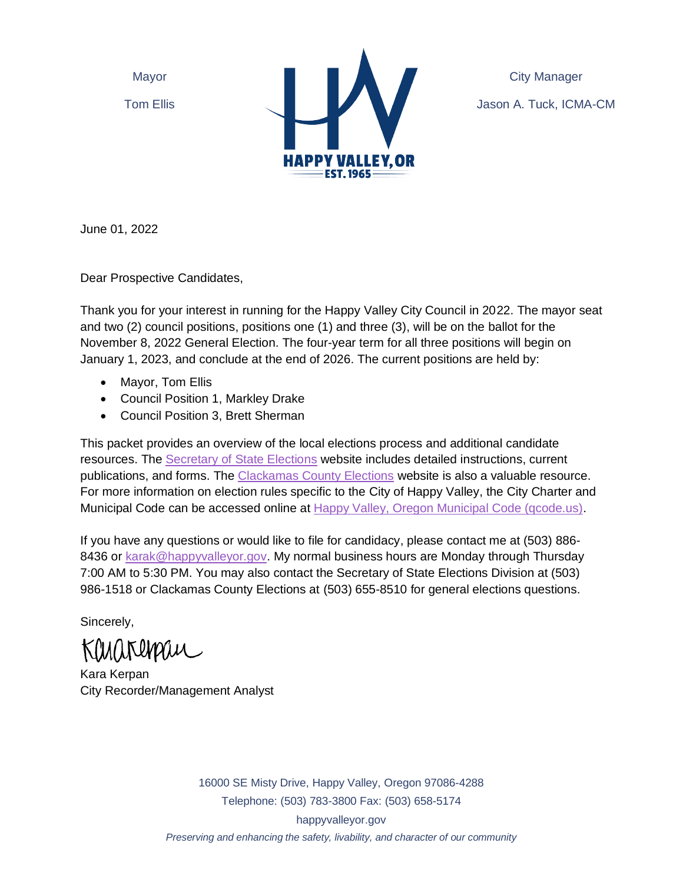Mayor

Tom Ellis

HAPPY VALLEY, OR
EST. 1965

City Manager

Jason A. Tuck, ICMA-CM

June 01, 2022

Dear Prospective Candidates,

Thank you for your interest in running for the Happy Valley City Council in 2022. The mayor seat and two (2) council positions, positions one (1) and three (3), will be on the ballot for the November 8, 2022 General Election. The four-year term for all three positions will begin on January 1, 2023, and conclude at the end of 2026. The current positions are held by:

- Mayor, Tom Ellis
- Council Position 1, Markley Drake
- Council Position 3, Brett Sherman

This packet provides an overview of the local elections process and additional candidate resources. The Secretary of State Elections website includes detailed instructions, current publications, and forms. The Clackamas County Elections website is also a valuable resource. For more information on election rules specific to the City of Happy Valley, the City Charter and Municipal Code can be accessed online at Happy Valley, Oregon Municipal Code (qcode.us).

If you have any questions or would like to file for candidacy, please contact me at (503) 886-8436 or karak@happyvalleyor.gov. My normal business hours are Monday through Thursday 7:00 AM to 5:30 PM. You may also contact the Secretary of State Elections Division at (503) 986-1518 or Clackamas County Elections at (503) 655-8510 for general elections questions.

Sincerely,

Kara Kerpan
City Recorder/Management Analyst

16000 SE Misty Drive, Happy Valley, Oregon 97086-4288
Telephone: (503) 783-3800 Fax: (503) 658-5174
happyvalleyor.gov
*Preserving and enhancing the safety, livability, and character of our community*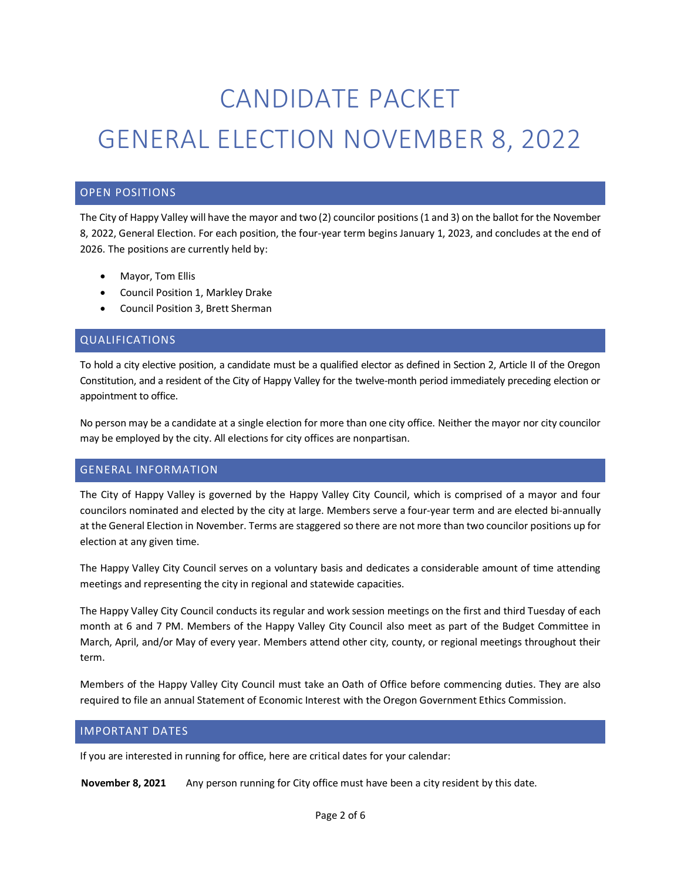# CANDIDATE PACKET

# GENERAL ELECTION NOVEMBER 8, 2022

## OPEN POSITIONS

The City of Happy Valley will have the mayor and two (2) councilor positions (1 and 3) on the ballot for the November 8, 2022, General Election. For each position, the four-year term begins January 1, 2023, and concludes at the end of 2026. The positions are currently held by:

- Mayor, Tom Ellis
- Council Position 1, Markley Drake
- Council Position 3, Brett Sherman

## QUALIFICATIONS

To hold a city elective position, a candidate must be a qualified elector as defined in Section 2, Article II of the Oregon Constitution, and a resident of the City of Happy Valley for the twelve-month period immediately preceding election or appointment to office.

No person may be a candidate at a single election for more than one city office. Neither the mayor nor city councilor may be employed by the city. All elections for city offices are nonpartisan.

## GENERAL INFORMATION

The City of Happy Valley is governed by the Happy Valley City Council, which is comprised of a mayor and four councilors nominated and elected by the city at large. Members serve a four-year term and are elected bi-annually at the General Election in November. Terms are staggered so there are not more than two councilor positions up for election at any given time.

The Happy Valley City Council serves on a voluntary basis and dedicates a considerable amount of time attending meetings and representing the city in regional and statewide capacities.

The Happy Valley City Council conducts its regular and work session meetings on the first and third Tuesday of each month at 6 and 7 PM. Members of the Happy Valley City Council also meet as part of the Budget Committee in March, April, and/or May of every year. Members attend other city, county, or regional meetings throughout their term.

Members of the Happy Valley City Council must take an Oath of Office before commencing duties. They are also required to file an annual Statement of Economic Interest with the Oregon Government Ethics Commission.

## IMPORTANT DATES

If you are interested in running for office, here are critical dates for your calendar:

**November 8, 2021** Any person running for City office must have been a city resident by this date.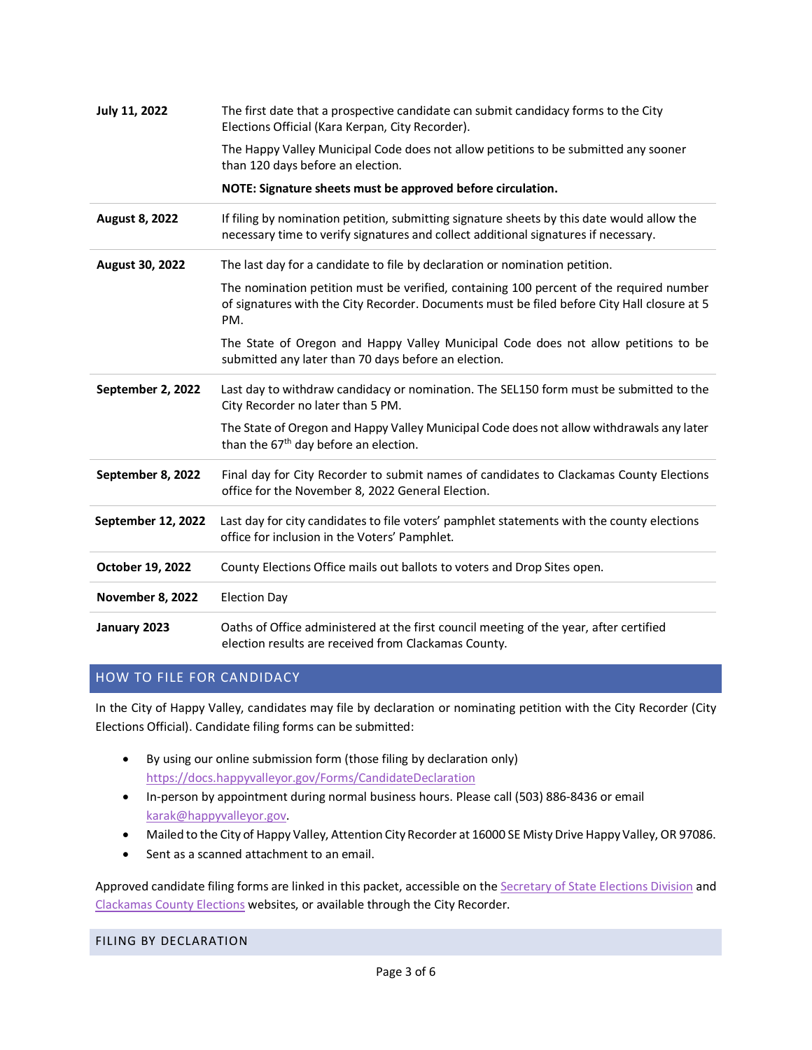| | |
|---|---|
| **July 11, 2022** | The first date that a prospective candidate can submit candidacy forms to the City Elections Official (Kara Kerpan, City Recorder).<br><br>The Happy Valley Municipal Code does not allow petitions to be submitted any sooner than 120 days before an election.<br><br>**NOTE: Signature sheets must be approved before circulation.** |
| **August 8, 2022** | If filing by nomination petition, submitting signature sheets by this date would allow the necessary time to verify signatures and collect additional signatures if necessary. |
| **August 30, 2022** | The last day for a candidate to file by declaration or nomination petition.<br><br>The nomination petition must be verified, containing 100 percent of the required number of signatures with the City Recorder. Documents must be filed before City Hall closure at 5 PM.<br><br>The State of Oregon and Happy Valley Municipal Code does not allow petitions to be submitted any later than 70 days before an election. |
| **September 2, 2022** | Last day to withdraw candidacy or nomination. The SEL150 form must be submitted to the City Recorder no later than 5 PM.<br><br>The State of Oregon and Happy Valley Municipal Code does not allow withdrawals any later than the 67th day before an election. |
| **September 8, 2022** | Final day for City Recorder to submit names of candidates to Clackamas County Elections office for the November 8, 2022 General Election. |
| **September 12, 2022** | Last day for city candidates to file voters' pamphlet statements with the county elections office for inclusion in the Voters' Pamphlet. |
| **October 19, 2022** | County Elections Office mails out ballots to voters and Drop Sites open. |
| **November 8, 2022** | Election Day |
| **January 2023** | Oaths of Office administered at the first council meeting of the year, after certified election results are received from Clackamas County. |

## HOW TO FILE FOR CANDIDACY

In the City of Happy Valley, candidates may file by declaration or nominating petition with the City Recorder (City Elections Official). Candidate filing forms can be submitted:

- By using our online submission form (those filing by declaration only) https://docs.happyvalleyor.gov/Forms/CandidateDeclaration
- In-person by appointment during normal business hours. Please call (503) 886-8436 or email karak@happyvalleyor.gov.
- Mailed to the City of Happy Valley, Attention City Recorder at 16000 SE Misty Drive Happy Valley, OR 97086.
- Sent as a scanned attachment to an email.

Approved candidate filing forms are linked in this packet, accessible on the Secretary of State Elections Division and Clackamas County Elections websites, or available through the City Recorder.

### FILING BY DECLARATION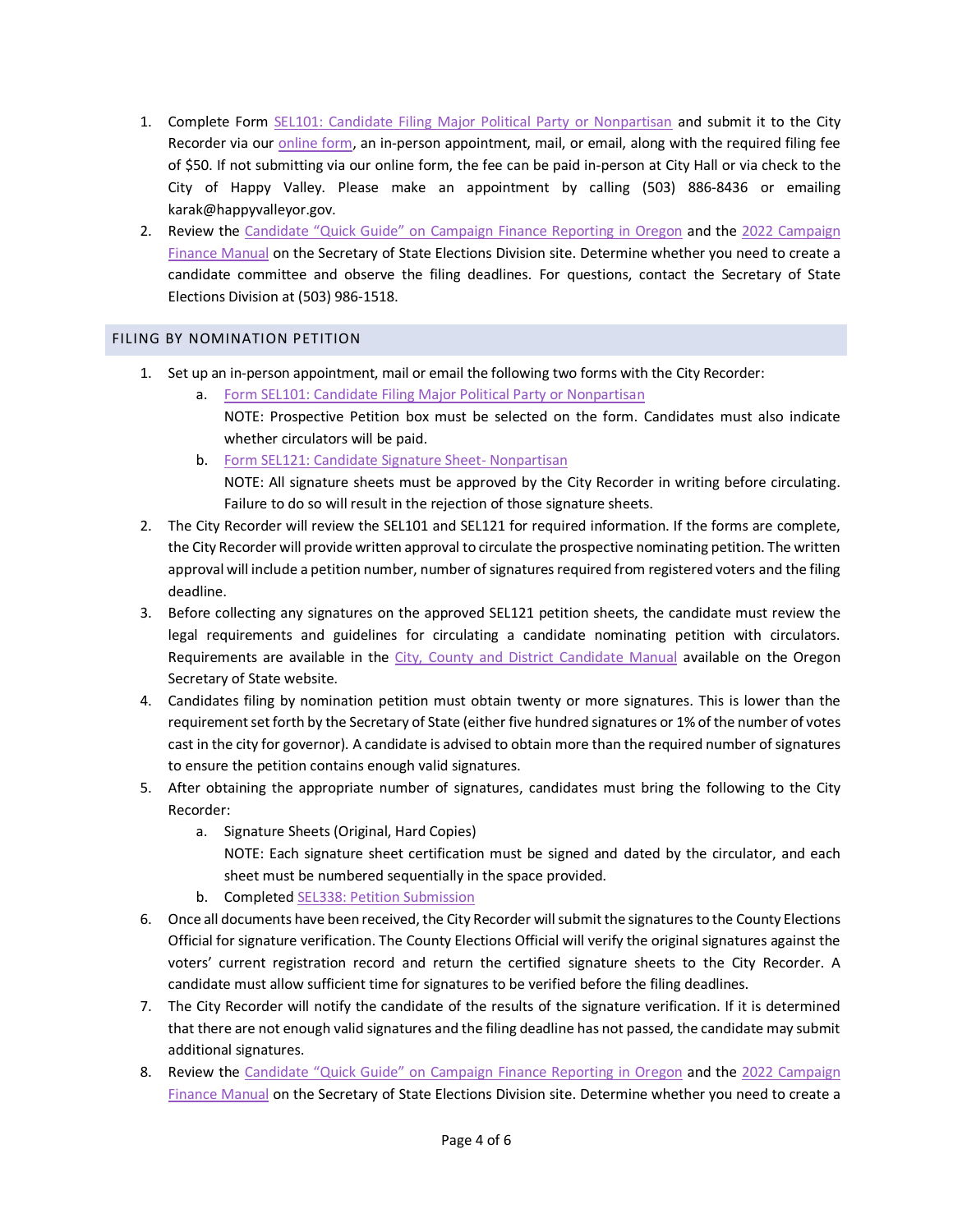1. Complete Form SEL101: Candidate Filing Major Political Party or Nonpartisan and submit it to the City Recorder via our online form, an in-person appointment, mail, or email, along with the required filing fee of $50. If not submitting via our online form, the fee can be paid in-person at City Hall or via check to the City of Happy Valley. Please make an appointment by calling (503) 886-8436 or emailing karak@happyvalleyor.gov.
2. Review the Candidate "Quick Guide" on Campaign Finance Reporting in Oregon and the 2022 Campaign Finance Manual on the Secretary of State Elections Division site. Determine whether you need to create a candidate committee and observe the filing deadlines. For questions, contact the Secretary of State Elections Division at (503) 986-1518.

## FILING BY NOMINATION PETITION

1. Set up an in-person appointment, mail or email the following two forms with the City Recorder:
   a. Form SEL101: Candidate Filing Major Political Party or Nonpartisan
      NOTE: Prospective Petition box must be selected on the form. Candidates must also indicate whether circulators will be paid.
   b. Form SEL121: Candidate Signature Sheet- Nonpartisan
      NOTE: All signature sheets must be approved by the City Recorder in writing before circulating. Failure to do so will result in the rejection of those signature sheets.
2. The City Recorder will review the SEL101 and SEL121 for required information. If the forms are complete, the City Recorder will provide written approval to circulate the prospective nominating petition. The written approval will include a petition number, number of signatures required from registered voters and the filing deadline.
3. Before collecting any signatures on the approved SEL121 petition sheets, the candidate must review the legal requirements and guidelines for circulating a candidate nominating petition with circulators. Requirements are available in the City, County and District Candidate Manual available on the Oregon Secretary of State website.
4. Candidates filing by nomination petition must obtain twenty or more signatures. This is lower than the requirement set forth by the Secretary of State (either five hundred signatures or 1% of the number of votes cast in the city for governor). A candidate is advised to obtain more than the required number of signatures to ensure the petition contains enough valid signatures.
5. After obtaining the appropriate number of signatures, candidates must bring the following to the City Recorder:
   a. Signature Sheets (Original, Hard Copies)
      NOTE: Each signature sheet certification must be signed and dated by the circulator, and each sheet must be numbered sequentially in the space provided.
   b. Completed SEL338: Petition Submission
6. Once all documents have been received, the City Recorder will submit the signatures to the County Elections Official for signature verification. The County Elections Official will verify the original signatures against the voters' current registration record and return the certified signature sheets to the City Recorder. A candidate must allow sufficient time for signatures to be verified before the filing deadlines.
7. The City Recorder will notify the candidate of the results of the signature verification. If it is determined that there are not enough valid signatures and the filing deadline has not passed, the candidate may submit additional signatures.
8. Review the Candidate "Quick Guide" on Campaign Finance Reporting in Oregon and the 2022 Campaign Finance Manual on the Secretary of State Elections Division site. Determine whether you need to create a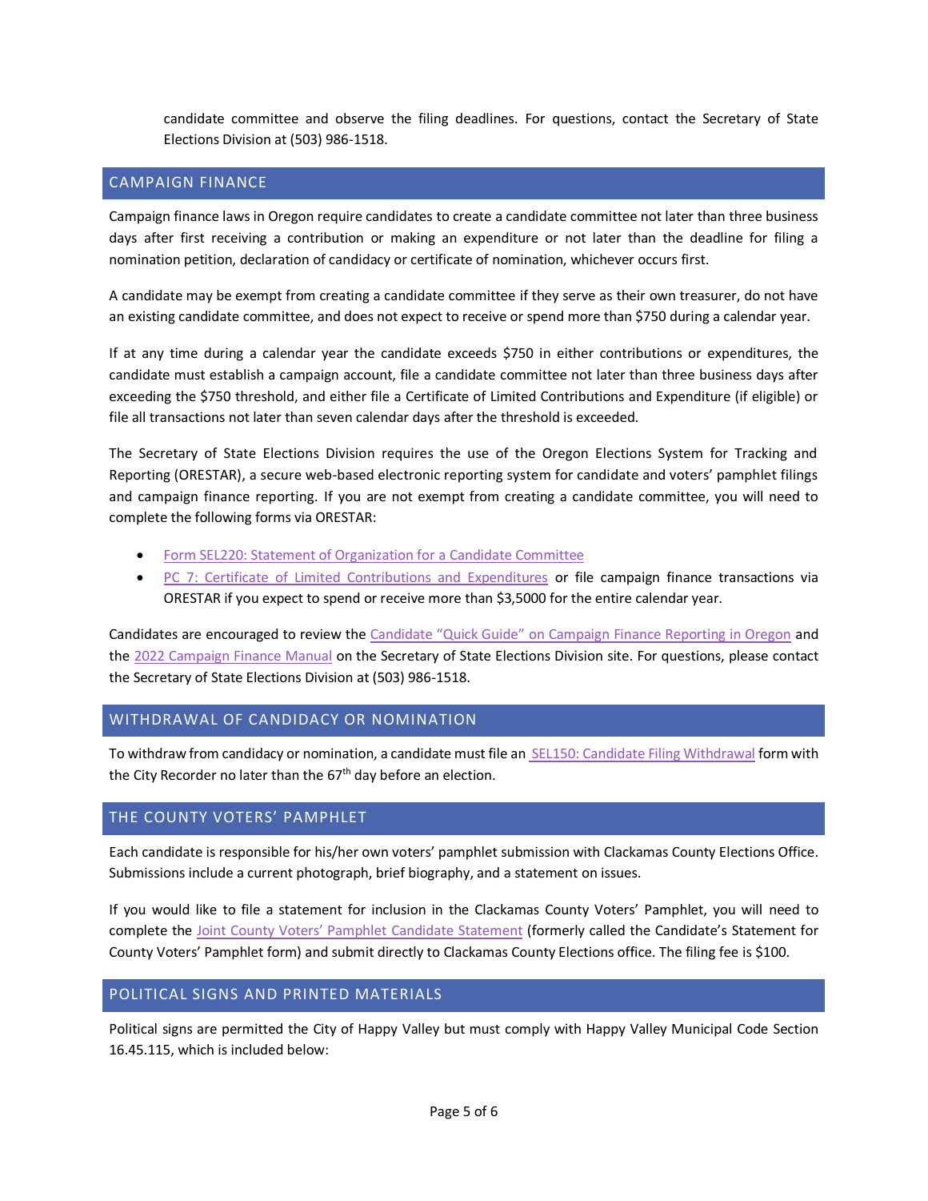candidate committee and observe the filing deadlines. For questions, contact the Secretary of State Elections Division at (503) 986-1518.

## CAMPAIGN FINANCE

Campaign finance laws in Oregon require candidates to create a candidate committee not later than three business days after first receiving a contribution or making an expenditure or not later than the deadline for filing a nomination petition, declaration of candidacy or certificate of nomination, whichever occurs first.

A candidate may be exempt from creating a candidate committee if they serve as their own treasurer, do not have an existing candidate committee, and does not expect to receive or spend more than $750 during a calendar year.

If at any time during a calendar year the candidate exceeds $750 in either contributions or expenditures, the candidate must establish a campaign account, file a candidate committee not later than three business days after exceeding the $750 threshold, and either file a Certificate of Limited Contributions and Expenditure (if eligible) or file all transactions not later than seven calendar days after the threshold is exceeded.

The Secretary of State Elections Division requires the use of the Oregon Elections System for Tracking and Reporting (ORESTAR), a secure web-based electronic reporting system for candidate and voters' pamphlet filings and campaign finance reporting. If you are not exempt from creating a candidate committee, you will need to complete the following forms via ORESTAR:

- Form SEL220: Statement of Organization for a Candidate Committee
- PC 7: Certificate of Limited Contributions and Expenditures or file campaign finance transactions via ORESTAR if you expect to spend or receive more than $3,5000 for the entire calendar year.

Candidates are encouraged to review the Candidate "Quick Guide" on Campaign Finance Reporting in Oregon and the 2022 Campaign Finance Manual on the Secretary of State Elections Division site. For questions, please contact the Secretary of State Elections Division at (503) 986-1518.

## WITHDRAWAL OF CANDIDACY OR NOMINATION

To withdraw from candidacy or nomination, a candidate must file an SEL150: Candidate Filing Withdrawal form with the City Recorder no later than the 67th day before an election.

## THE COUNTY VOTERS' PAMPHLET

Each candidate is responsible for his/her own voters' pamphlet submission with Clackamas County Elections Office. Submissions include a current photograph, brief biography, and a statement on issues.

If you would like to file a statement for inclusion in the Clackamas County Voters' Pamphlet, you will need to complete the Joint County Voters' Pamphlet Candidate Statement (formerly called the Candidate's Statement for County Voters' Pamphlet form) and submit directly to Clackamas County Elections office. The filing fee is $100.

## POLITICAL SIGNS AND PRINTED MATERIALS

Political signs are permitted the City of Happy Valley but must comply with Happy Valley Municipal Code Section 16.45.115, which is included below: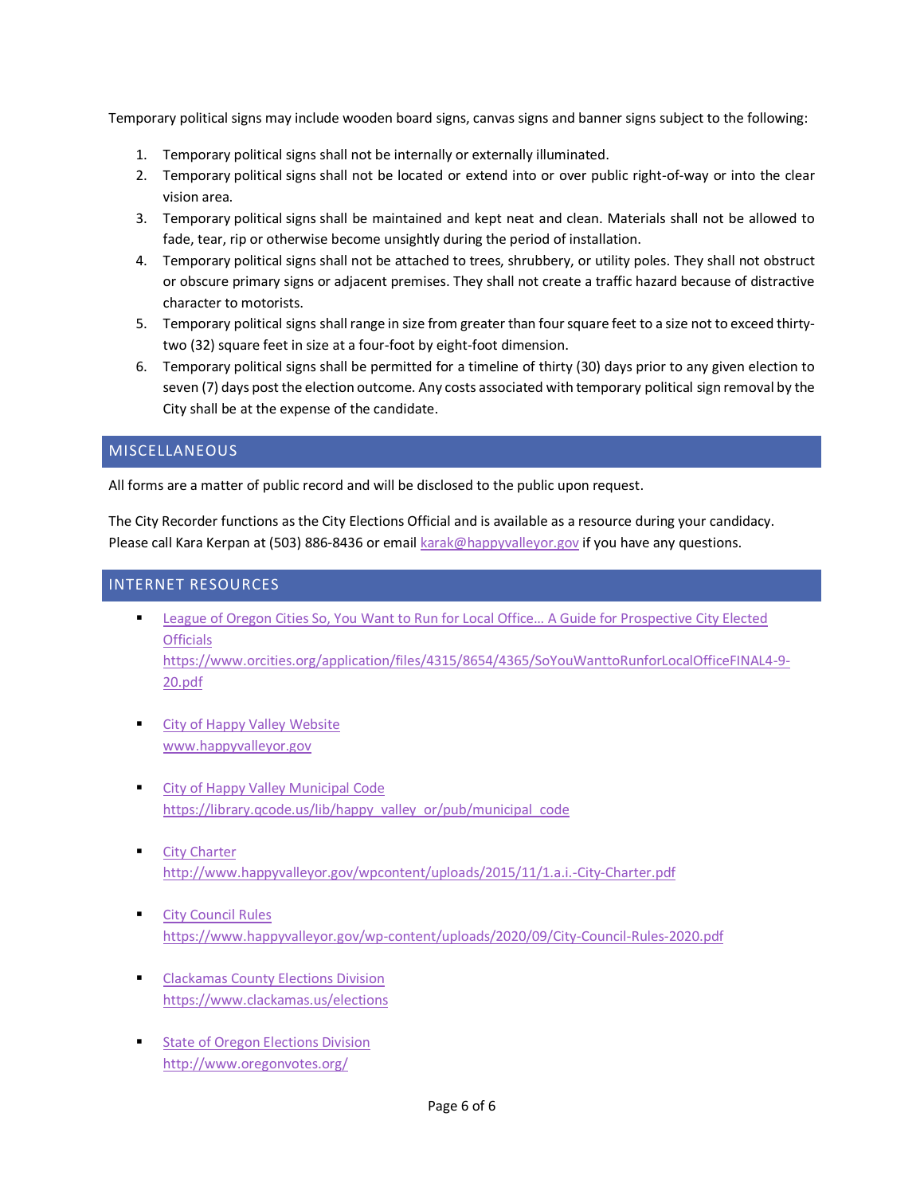Temporary political signs may include wooden board signs, canvas signs and banner signs subject to the following:

1. Temporary political signs shall not be internally or externally illuminated.
2. Temporary political signs shall not be located or extend into or over public right-of-way or into the clear vision area.
3. Temporary political signs shall be maintained and kept neat and clean. Materials shall not be allowed to fade, tear, rip or otherwise become unsightly during the period of installation.
4. Temporary political signs shall not be attached to trees, shrubbery, or utility poles. They shall not obstruct or obscure primary signs or adjacent premises. They shall not create a traffic hazard because of distractive character to motorists.
5. Temporary political signs shall range in size from greater than four square feet to a size not to exceed thirty-two (32) square feet in size at a four-foot by eight-foot dimension.
6. Temporary political signs shall be permitted for a timeline of thirty (30) days prior to any given election to seven (7) days post the election outcome. Any costs associated with temporary political sign removal by the City shall be at the expense of the candidate.

## MISCELLANEOUS

All forms are a matter of public record and will be disclosed to the public upon request.

The City Recorder functions as the City Elections Official and is available as a resource during your candidacy. Please call Kara Kerpan at (503) 886-8436 or email karak@happyvalleyor.gov if you have any questions.

## INTERNET RESOURCES

- League of Oregon Cities So, You Want to Run for Local Office… A Guide for Prospective City Elected Officials
  https://www.orcities.org/application/files/4315/8654/4365/SoYouWanttoRunforLocalOfficeFINAL4-9-20.pdf

- City of Happy Valley Website
  www.happyvalleyor.gov

- City of Happy Valley Municipal Code
  https://library.qcode.us/lib/happy_valley_or/pub/municipal_code

- City Charter
  http://www.happyvalleyor.gov/wpcontent/uploads/2015/11/1.a.i.-City-Charter.pdf

- City Council Rules
  https://www.happyvalleyor.gov/wp-content/uploads/2020/09/City-Council-Rules-2020.pdf

- Clackamas County Elections Division
  https://www.clackamas.us/elections

- State of Oregon Elections Division
  http://www.oregonvotes.org/